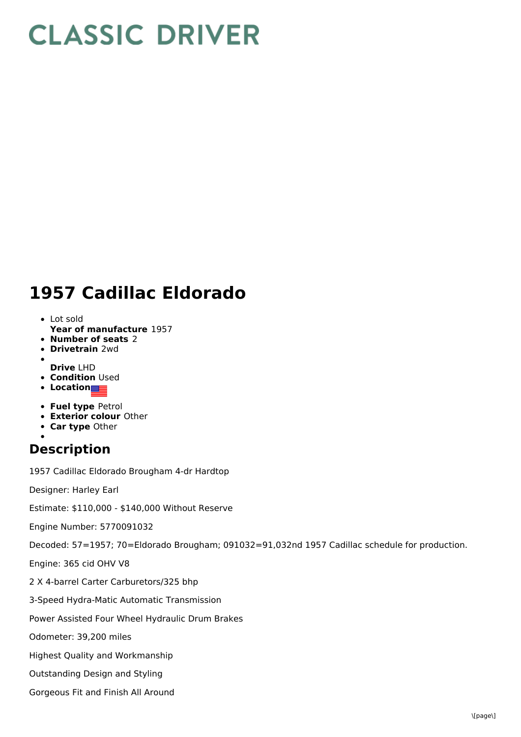# CLASSIC DRIVER

# 1957 Cadillac Eldorado

- Lot sold
  **Year of manufacture** 1957
- **Number of seats** 2
- **Drivetrain** 2wd
- 
  **Drive** LHD
- **Condition** Used
- **Location**
- **Fuel type** Petrol
- **Exterior colour** Other
- **Car type** Other
- 

## Description

1957 Cadillac Eldorado Brougham 4-dr Hardtop

Designer: Harley Earl

Estimate: $110,000 - $140,000 Without Reserve

Engine Number: 5770091032

Decoded: 57=1957; 70=Eldorado Brougham; 091032=91,032nd 1957 Cadillac schedule for production.

Engine: 365 cid OHV V8

2 X 4-barrel Carter Carburetors/325 bhp

3-Speed Hydra-Matic Automatic Transmission

Power Assisted Four Wheel Hydraulic Drum Brakes

Odometer: 39,200 miles

Highest Quality and Workmanship

Outstanding Design and Styling

Gorgeous Fit and Finish All Around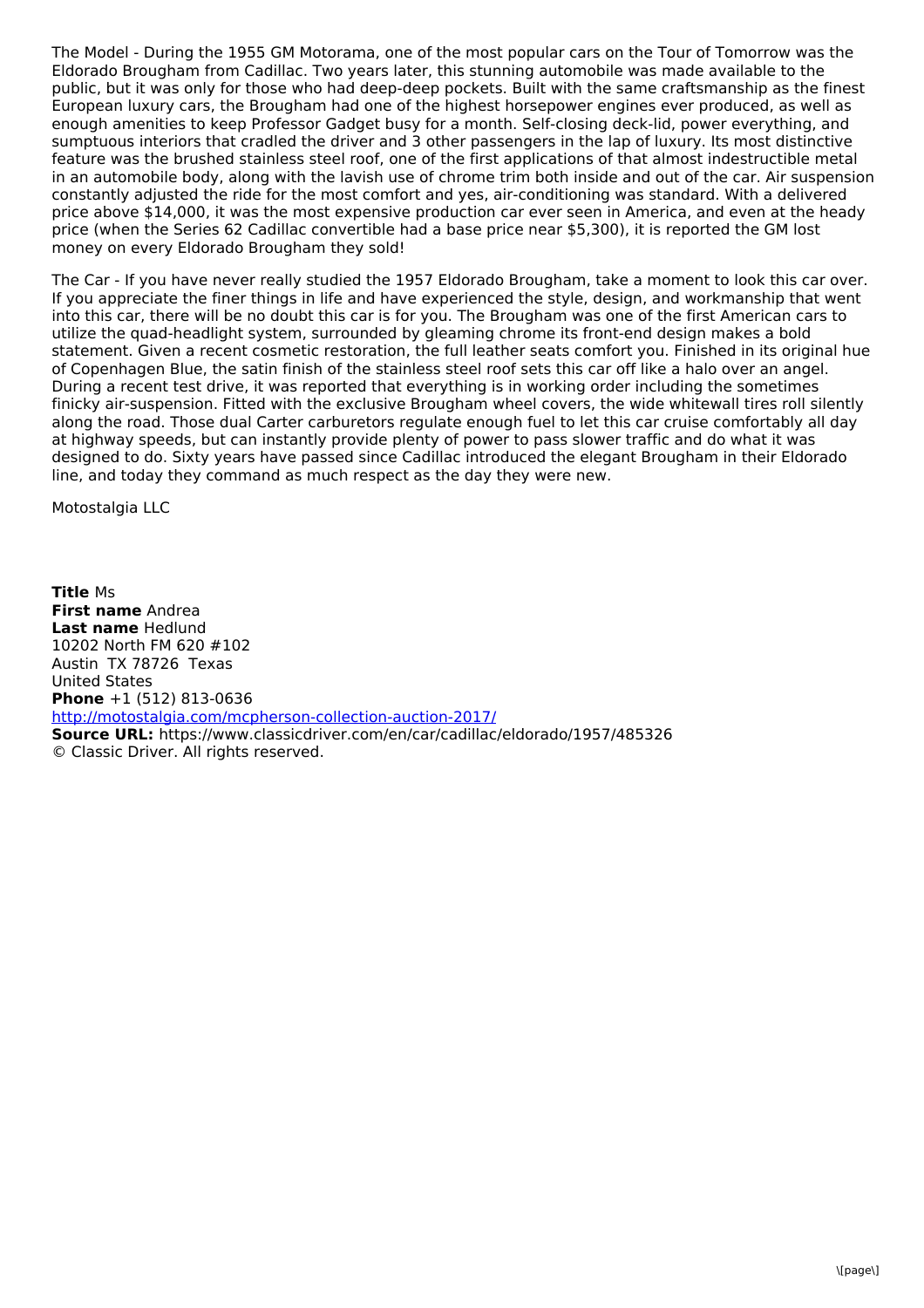The Model - During the 1955 GM Motorama, one of the most popular cars on the Tour of Tomorrow was the Eldorado Brougham from Cadillac. Two years later, this stunning automobile was made available to the public, but it was only for those who had deep-deep pockets. Built with the same craftsmanship as the finest European luxury cars, the Brougham had one of the highest horsepower engines ever produced, as well as enough amenities to keep Professor Gadget busy for a month. Self-closing deck-lid, power everything, and sumptuous interiors that cradled the driver and 3 other passengers in the lap of luxury. Its most distinctive feature was the brushed stainless steel roof, one of the first applications of that almost indestructible metal in an automobile body, along with the lavish use of chrome trim both inside and out of the car. Air suspension constantly adjusted the ride for the most comfort and yes, air-conditioning was standard. With a delivered price above $14,000, it was the most expensive production car ever seen in America, and even at the heady price (when the Series 62 Cadillac convertible had a base price near $5,300), it is reported the GM lost money on every Eldorado Brougham they sold!

The Car - If you have never really studied the 1957 Eldorado Brougham, take a moment to look this car over. If you appreciate the finer things in life and have experienced the style, design, and workmanship that went into this car, there will be no doubt this car is for you. The Brougham was one of the first American cars to utilize the quad-headlight system, surrounded by gleaming chrome its front-end design makes a bold statement. Given a recent cosmetic restoration, the full leather seats comfort you. Finished in its original hue of Copenhagen Blue, the satin finish of the stainless steel roof sets this car off like a halo over an angel. During a recent test drive, it was reported that everything is in working order including the sometimes finicky air-suspension. Fitted with the exclusive Brougham wheel covers, the wide whitewall tires roll silently along the road. Those dual Carter carburetors regulate enough fuel to let this car cruise comfortably all day at highway speeds, but can instantly provide plenty of power to pass slower traffic and do what it was designed to do. Sixty years have passed since Cadillac introduced the elegant Brougham in their Eldorado line, and today they command as much respect as the day they were new.

Motostalgia LLC

**Title** Ms
**First name** Andrea
**Last name** Hedlund
10202 North FM 620 #102
Austin TX 78726 Texas
United States
**Phone** +1 (512) 813-0636
http://motostalgia.com/mcpherson-collection-auction-2017/
**Source URL:** https://www.classicdriver.com/en/car/cadillac/eldorado/1957/485326
© Classic Driver. All rights reserved.